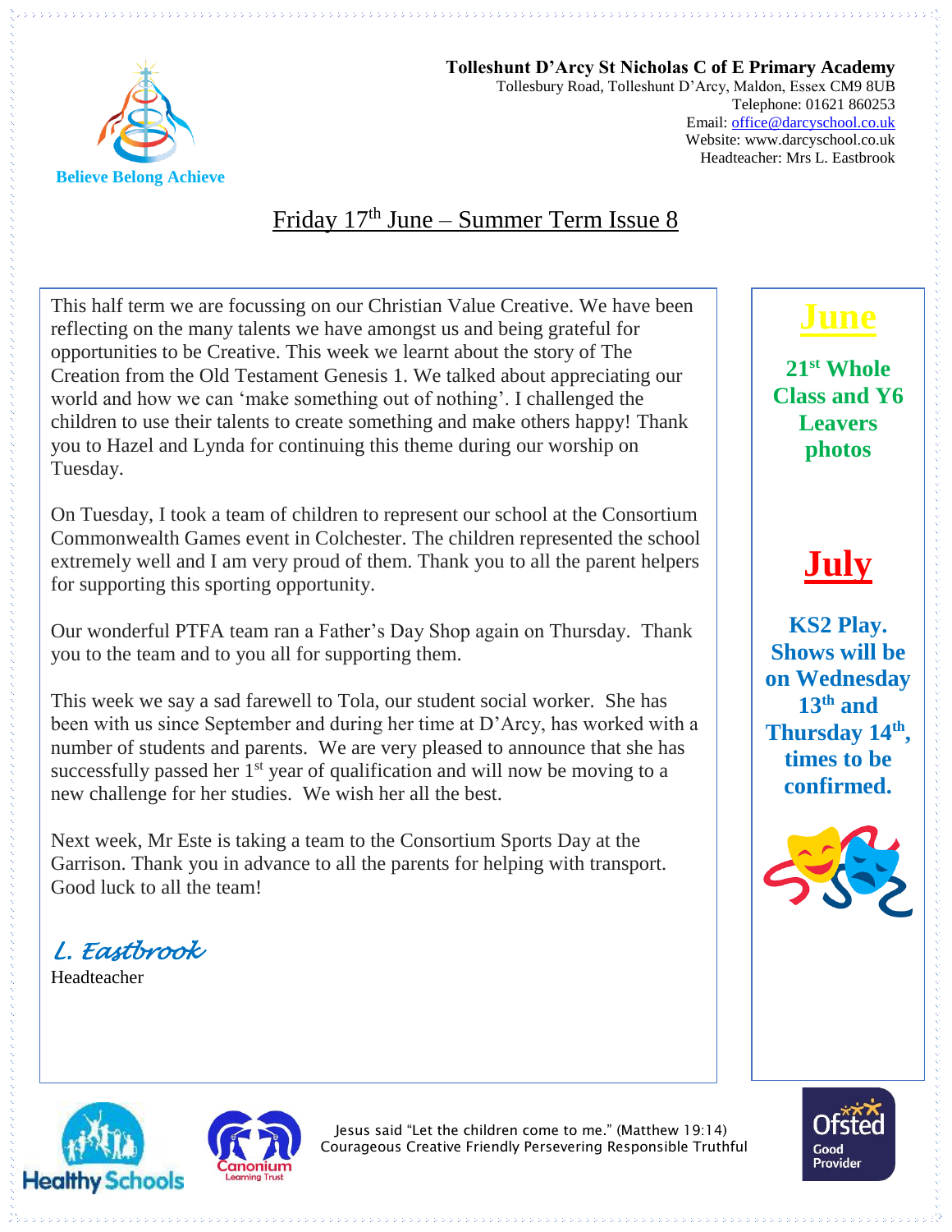**Tolleshunt D'Arcy St Nicholas C of E Primary Academy**
Tollesbury Road, Tolleshunt D'Arcy, Maldon, Essex CM9 8UB
Telephone: 01621 860253
Email: office@darcyschool.co.uk
Website: www.darcyschool.co.uk
Headteacher: Mrs L. Eastbrook

**Believe Belong Achieve**

# Friday 17th June – Summer Term Issue 8

This half term we are focussing on our Christian Value Creative. We have been reflecting on the many talents we have amongst us and being grateful for opportunities to be Creative. This week we learnt about the story of The Creation from the Old Testament Genesis 1. We talked about appreciating our world and how we can 'make something out of nothing'. I challenged the children to use their talents to create something and make others happy! Thank you to Hazel and Lynda for continuing this theme during our worship on Tuesday.

On Tuesday, I took a team of children to represent our school at the Consortium Commonwealth Games event in Colchester. The children represented the school extremely well and I am very proud of them. Thank you to all the parent helpers for supporting this sporting opportunity.

Our wonderful PTFA team ran a Father's Day Shop again on Thursday. Thank you to the team and to you all for supporting them.

This week we say a sad farewell to Tola, our student social worker. She has been with us since September and during her time at D'Arcy, has worked with a number of students and parents. We are very pleased to announce that she has successfully passed her 1st year of qualification and will now be moving to a new challenge for her studies. We wish her all the best.

Next week, Mr Este is taking a team to the Consortium Sports Day at the Garrison. Thank you in advance to all the parents for helping with transport. Good luck to all the team!

*L. Eastbrook*
Headteacher

## June

**21st Whole Class and Y6 Leavers photos**

## July

**KS2 Play. Shows will be on Wednesday 13th and Thursday 14th, times to be confirmed.**

Jesus said "Let the children come to me." (Matthew 19:14)
Courageous Creative Friendly Persevering Responsible Truthful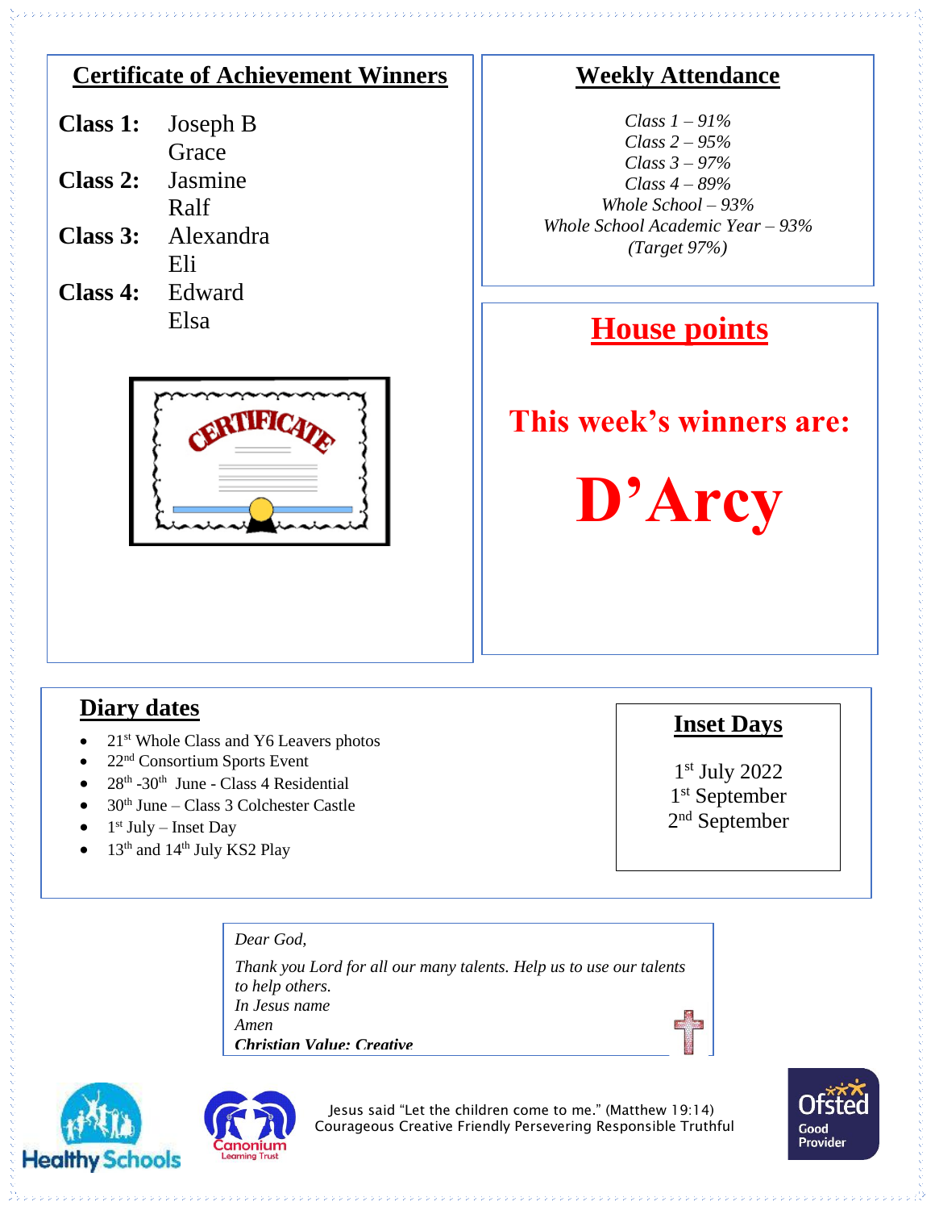## Certificate of Achievement Winners

**Class 1:** Joseph B
Grace

**Class 2:** Jasmine
Ralf

**Class 3:** Alexandra
Eli

**Class 4:** Edward
Elsa

## Weekly Attendance

*Class 1 – 91%*
*Class 2 – 95%*
*Class 3 – 97%*
*Class 4 – 89%*
*Whole School – 93%*
*Whole School Academic Year – 93%*
*(Target 97%)*

## House points

**This week's winners are:**

# D'Arcy

## Diary dates

- 21st Whole Class and Y6 Leavers photos
- 22nd Consortium Sports Event
- 28th -30th June - Class 4 Residential
- 30th June – Class 3 Colchester Castle
- 1st July – Inset Day
- 13th and 14th July KS2 Play

## Inset Days

1st July 2022
1st September
2nd September

*Dear God,*

*Thank you Lord for all our many talents. Help us to use our talents to help others.*
*In Jesus name*
*Amen*
***Christian Value: Creative***

Healthy Schools

Canonium Learning Trust

Jesus said "Let the children come to me." (Matthew 19:14)
Courageous Creative Friendly Persevering Responsible Truthful

Ofsted Good Provider